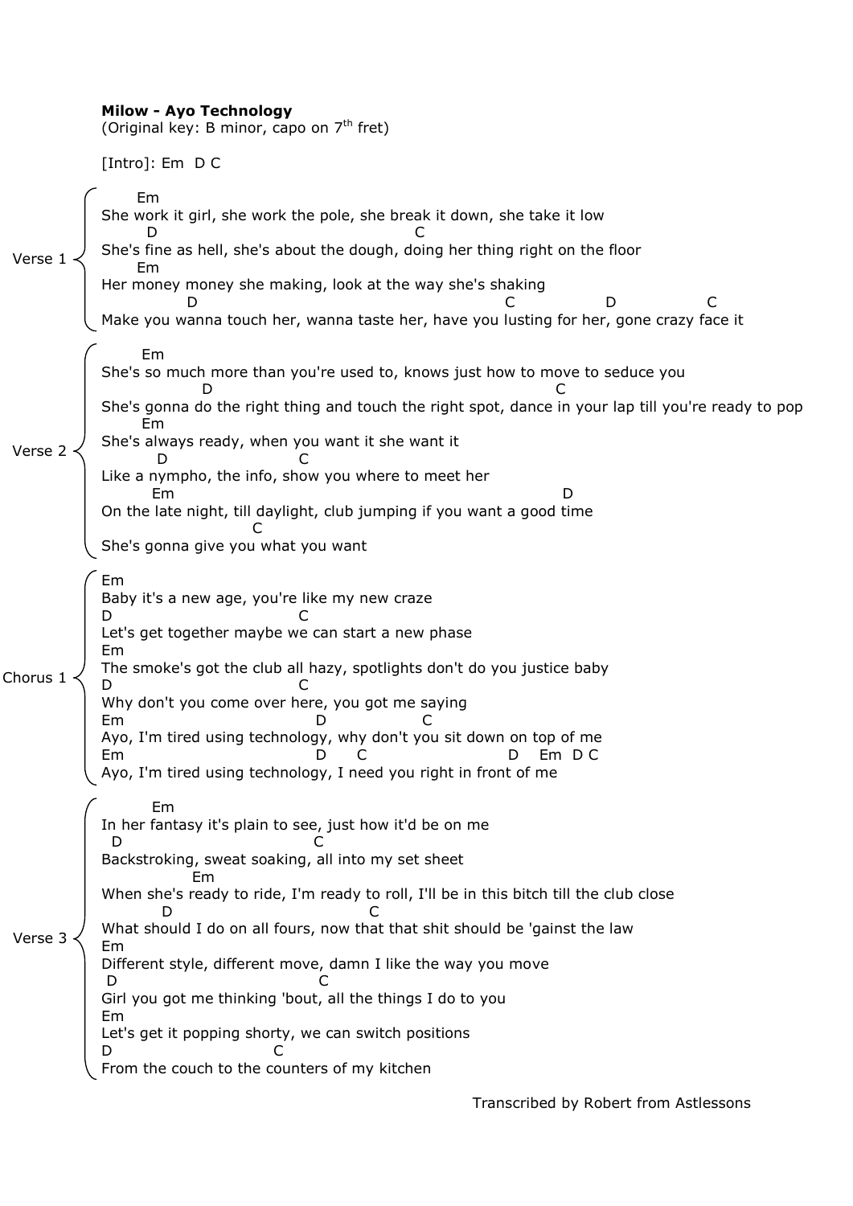**Milow - Ayo Technology**
(Original key: B minor, capo on 7th fret)

[Intro]: Em  D C

Verse 1

```
       Em
She work it girl, she work the pole, she break it down, she take it low
        D                                         C
She's fine as hell, she's about the dough, doing her thing right on the floor
       Em
Her money money she making, look at the way she's shaking
              D                                              C              D              C
Make you wanna touch her, wanna taste her, have you lusting for her, gone crazy face it
```

Verse 2

```
        Em
She's so much more than you're used to, knows just how to move to seduce you
                  D                                                  C
She's gonna do the right thing and touch the right spot, dance in your lap till you're ready to pop
        Em
She's always ready, when you want it she want it
          D                     C
Like a nympho, the info, show you where to meet her
         Em                                                        D
On the late night, till daylight, club jumping if you want a good time
                         C
She's gonna give you what you want
```

Chorus 1

```
Em
Baby it's a new age, you're like my new craze
D                               C
Let's get together maybe we can start a new phase
Em
The smoke's got the club all hazy, spotlights don't do you justice baby
D                               C
Why don't you come over here, you got me saying
Em                                D                C
Ayo, I'm tired using technology, why don't you sit down on top of me
Em                                D      C                         D    Em  D C
Ayo, I'm tired using technology, I need you right in front of me
```

Verse 3

```
         Em
In her fantasy it's plain to see, just how it'd be on me
  D                               C
Backstroking, sweat soaking, all into my set sheet
                 Em
When she's ready to ride, I'm ready to roll, I'll be in this bitch till the club close
          D                                 C
What should I do on all fours, now that that shit should be 'gainst the law
Em
Different style, different move, damn I like the way you move
 D                                 C
Girl you got me thinking 'bout, all the things I do to you
Em
Let's get it popping shorty, we can switch positions
D                              C
From the couch to the counters of my kitchen
```

Transcribed by Robert from Astlessons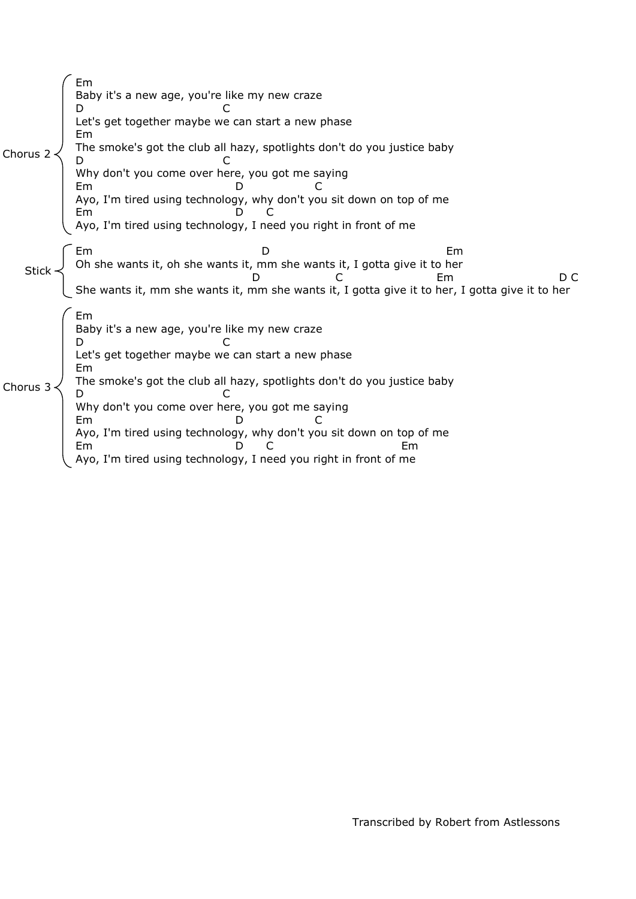**Chorus 2**

```
Em
Baby it's a new age, you're like my new craze
D                             C
Let's get together maybe we can start a new phase
Em
The smoke's got the club all hazy, spotlights don't do you justice baby
D                             C
Why don't you come over here, you got me saying
Em                               D               C
Ayo, I'm tired using technology, why don't you sit down on top of me
Em                               D      C
Ayo, I'm tired using technology, I need you right in front of me
```

**Stick**

```
Em                                    D                                      Em
Oh she wants it, oh she wants it, mm she wants it, I gotta give it to her
                                    D                C                    Em                      D C
She wants it, mm she wants it, mm she wants it, I gotta give it to her, I gotta give it to her
```

**Chorus 3**

```
Em
Baby it's a new age, you're like my new craze
D                             C
Let's get together maybe we can start a new phase
Em
The smoke's got the club all hazy, spotlights don't do you justice baby
D                             C
Why don't you come over here, you got me saying
Em                               D               C
Ayo, I'm tired using technology, why don't you sit down on top of me
Em                               D      C                          Em
Ayo, I'm tired using technology, I need you right in front of me
```

Transcribed by Robert from Astlessons